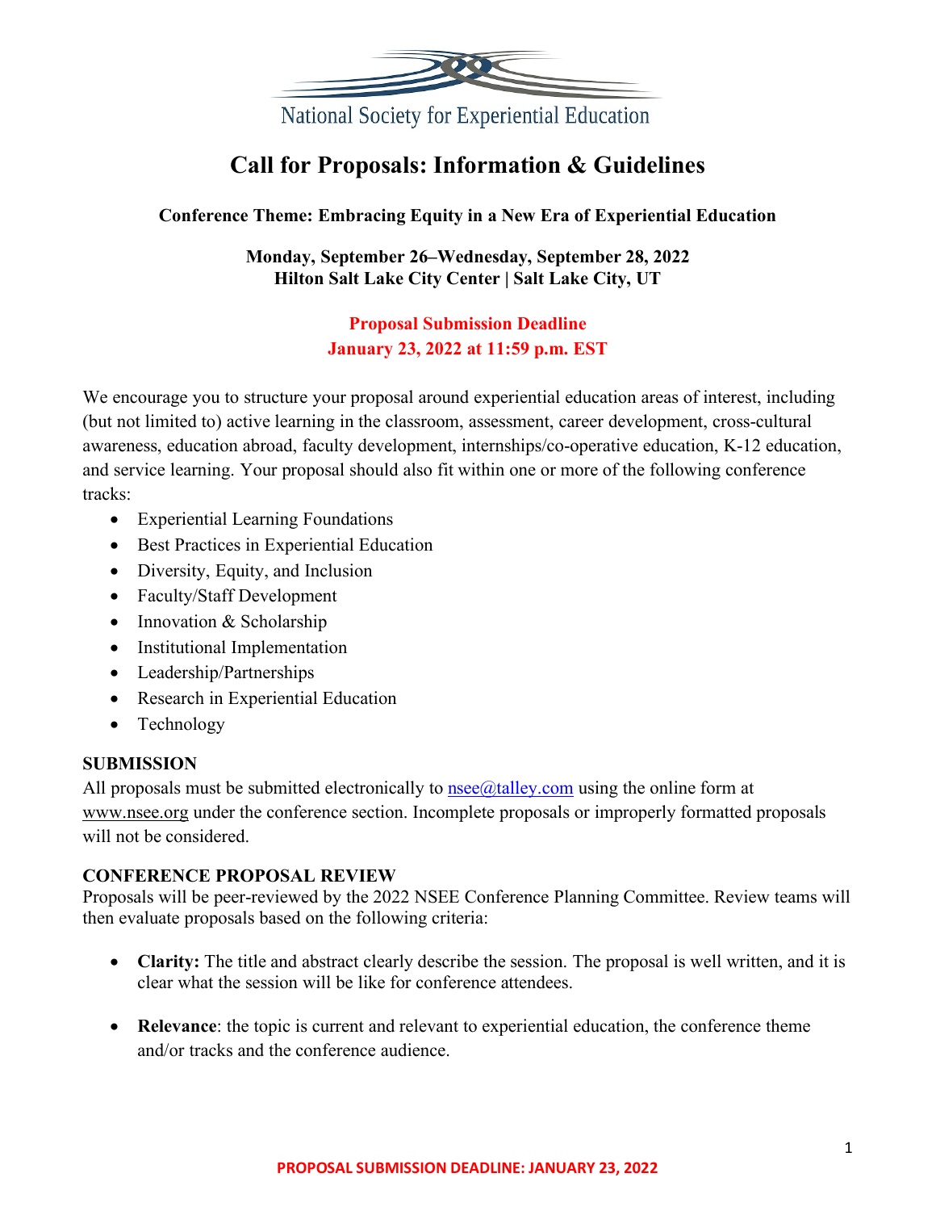National Society for Experiential Education

# Call for Proposals: Information & Guidelines

**Conference Theme: Embracing Equity in a New Era of Experiential Education**

**Monday, September 26–Wednesday, September 28, 2022**
**Hilton Salt Lake City Center | Salt Lake City, UT**

**Proposal Submission Deadline**
**January 23, 2022 at 11:59 p.m. EST**

We encourage you to structure your proposal around experiential education areas of interest, including (but not limited to) active learning in the classroom, assessment, career development, cross-cultural awareness, education abroad, faculty development, internships/co-operative education, K-12 education, and service learning. Your proposal should also fit within one or more of the following conference tracks:

- Experiential Learning Foundations
- Best Practices in Experiential Education
- Diversity, Equity, and Inclusion
- Faculty/Staff Development
- Innovation & Scholarship
- Institutional Implementation
- Leadership/Partnerships
- Research in Experiential Education
- Technology

## SUBMISSION

All proposals must be submitted electronically to nsee@talley.com using the online form at www.nsee.org under the conference section. Incomplete proposals or improperly formatted proposals will not be considered.

## CONFERENCE PROPOSAL REVIEW

Proposals will be peer-reviewed by the 2022 NSEE Conference Planning Committee. Review teams will then evaluate proposals based on the following criteria:

- **Clarity:** The title and abstract clearly describe the session. The proposal is well written, and it is clear what the session will be like for conference attendees.
- **Relevance**: the topic is current and relevant to experiential education, the conference theme and/or tracks and the conference audience.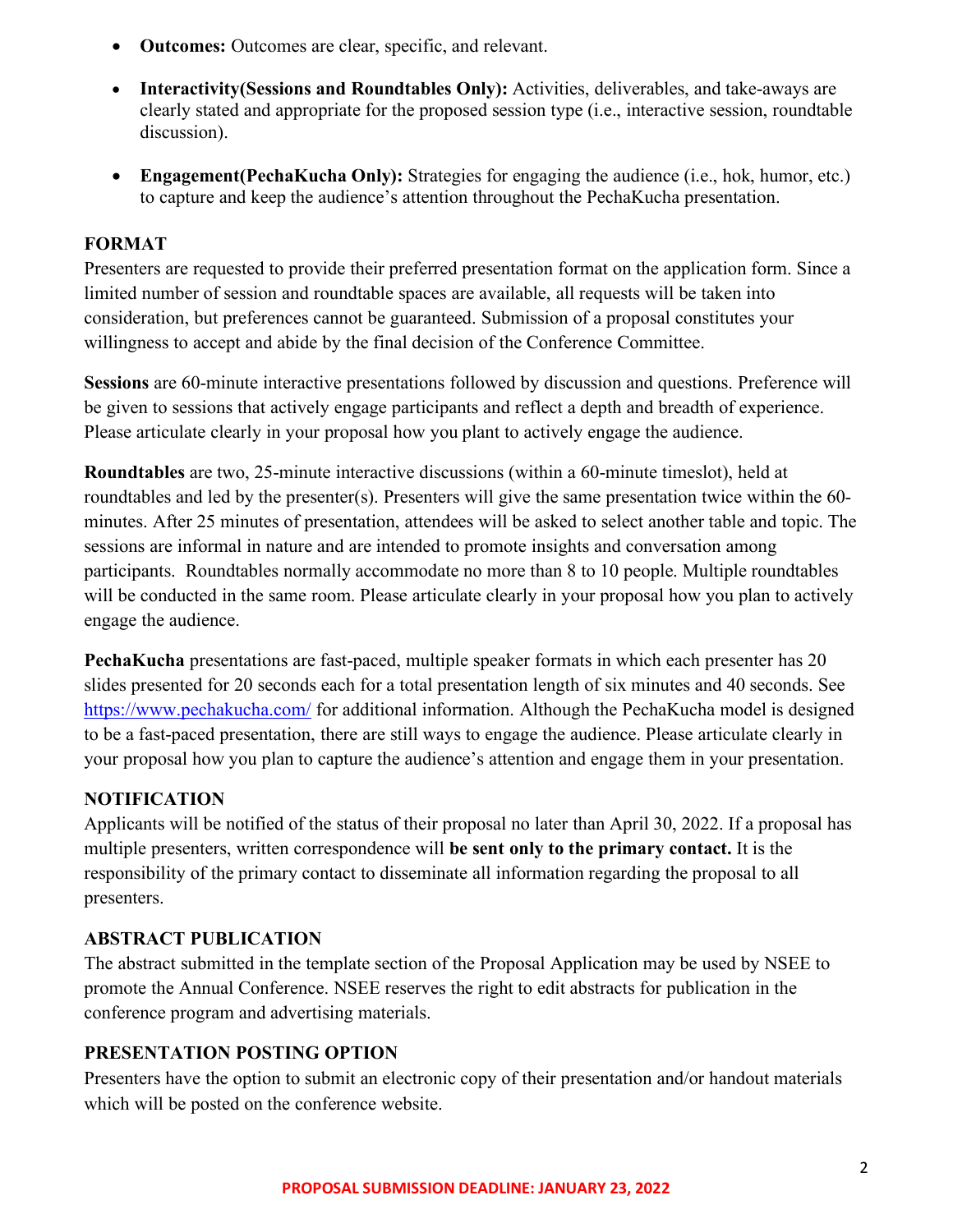- **Outcomes:** Outcomes are clear, specific, and relevant.
- **Interactivity(Sessions and Roundtables Only):** Activities, deliverables, and take-aways are clearly stated and appropriate for the proposed session type (i.e., interactive session, roundtable discussion).
- **Engagement(PechaKucha Only):** Strategies for engaging the audience (i.e., hok, humor, etc.) to capture and keep the audience's attention throughout the PechaKucha presentation.

## FORMAT

Presenters are requested to provide their preferred presentation format on the application form. Since a limited number of session and roundtable spaces are available, all requests will be taken into consideration, but preferences cannot be guaranteed. Submission of a proposal constitutes your willingness to accept and abide by the final decision of the Conference Committee.

**Sessions** are 60-minute interactive presentations followed by discussion and questions. Preference will be given to sessions that actively engage participants and reflect a depth and breadth of experience. Please articulate clearly in your proposal how you plant to actively engage the audience.

**Roundtables** are two, 25-minute interactive discussions (within a 60-minute timeslot), held at roundtables and led by the presenter(s). Presenters will give the same presentation twice within the 60-minutes. After 25 minutes of presentation, attendees will be asked to select another table and topic. The sessions are informal in nature and are intended to promote insights and conversation among participants. Roundtables normally accommodate no more than 8 to 10 people. Multiple roundtables will be conducted in the same room. Please articulate clearly in your proposal how you plan to actively engage the audience.

**PechaKucha** presentations are fast-paced, multiple speaker formats in which each presenter has 20 slides presented for 20 seconds each for a total presentation length of six minutes and 40 seconds. See https://www.pechakucha.com/ for additional information. Although the PechaKucha model is designed to be a fast-paced presentation, there are still ways to engage the audience. Please articulate clearly in your proposal how you plan to capture the audience's attention and engage them in your presentation.

## NOTIFICATION

Applicants will be notified of the status of their proposal no later than April 30, 2022. If a proposal has multiple presenters, written correspondence will **be sent only to the primary contact.** It is the responsibility of the primary contact to disseminate all information regarding the proposal to all presenters.

## ABSTRACT PUBLICATION

The abstract submitted in the template section of the Proposal Application may be used by NSEE to promote the Annual Conference. NSEE reserves the right to edit abstracts for publication in the conference program and advertising materials.

## PRESENTATION POSTING OPTION

Presenters have the option to submit an electronic copy of their presentation and/or handout materials which will be posted on the conference website.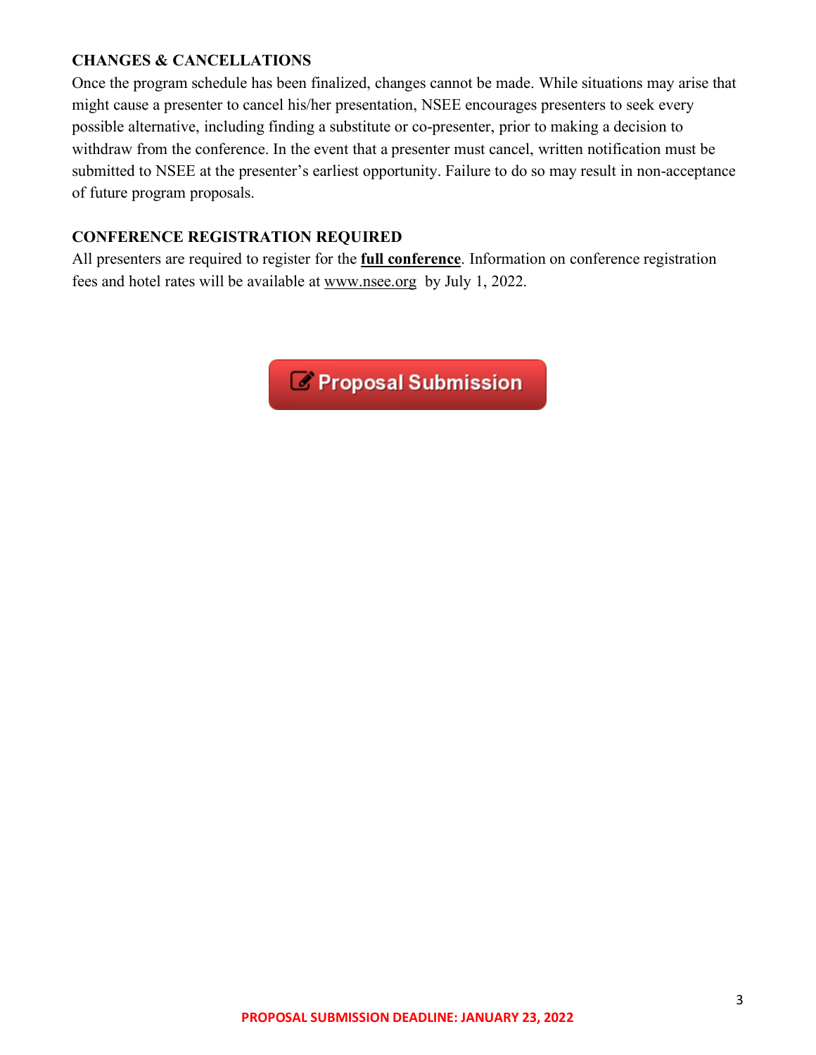### CHANGES & CANCELLATIONS

Once the program schedule has been finalized, changes cannot be made. While situations may arise that might cause a presenter to cancel his/her presentation, NSEE encourages presenters to seek every possible alternative, including finding a substitute or co-presenter, prior to making a decision to withdraw from the conference. In the event that a presenter must cancel, written notification must be submitted to NSEE at the presenter's earliest opportunity. Failure to do so may result in non-acceptance of future program proposals.

### CONFERENCE REGISTRATION REQUIRED

All presenters are required to register for the **full conference**. Information on conference registration fees and hotel rates will be available at www.nsee.org by July 1, 2022.

Proposal Submission

**PROPOSAL SUBMISSION DEADLINE: JANUARY 23, 2022**